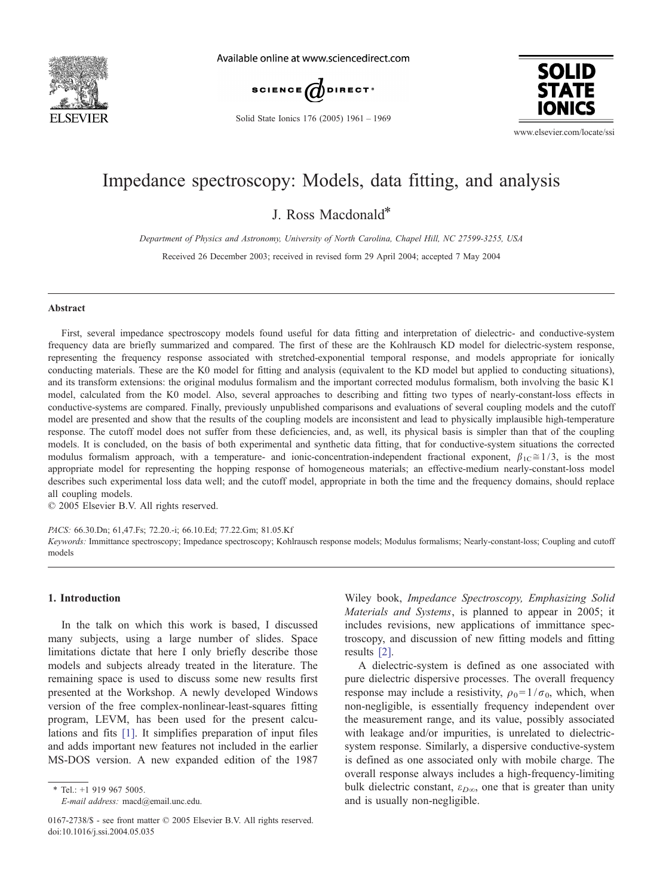Available online at www.sciencedirect.com

Solid State Ionics 176 (2005) 1961 – 1969

www.elsevier.com/locate/ssi

# Impedance spectroscopy: Models, data fitting, and analysis

J. Ross Macdonald*

*Department of Physics and Astronomy, University of North Carolina, Chapel Hill, NC 27599-3255, USA*

Received 26 December 2003; received in revised form 29 April 2004; accepted 7 May 2004

## Abstract

First, several impedance spectroscopy models found useful for data fitting and interpretation of dielectric- and conductive-system frequency data are briefly summarized and compared. The first of these are the Kohlrausch KD model for dielectric-system response, representing the frequency response associated with stretched-exponential temporal response, and models appropriate for ionically conducting materials. These are the K0 model for fitting and analysis (equivalent to the KD model but applied to conducting situations), and its transform extensions: the original modulus formalism and the important corrected modulus formalism, both involving the basic K1 model, calculated from the K0 model. Also, several approaches to describing and fitting two types of nearly-constant-loss effects in conductive-systems are compared. Finally, previously unpublished comparisons and evaluations of several coupling models and the cutoff model are presented and show that the results of the coupling models are inconsistent and lead to physically implausible high-temperature response. The cutoff model does not suffer from these deficiencies, and, as well, its physical basis is simpler than that of the coupling models. It is concluded, on the basis of both experimental and synthetic data fitting, that for conductive-system situations the corrected modulus formalism approach, with a temperature- and ionic-concentration-independent fractional exponent, $\beta_{1C} \cong 1/3$, is the most appropriate model for representing the hopping response of homogeneous materials; an effective-medium nearly-constant-loss model describes such experimental loss data well; and the cutoff model, appropriate in both the time and the frequency domains, should replace all coupling models.

© 2005 Elsevier B.V. All rights reserved.

*PACS:* 66.30.Dn; 61,47.Fs; 72.20.-i; 66.10.Ed; 77.22.Gm; 81.05.Kf

*Keywords:* Immittance spectroscopy; Impedance spectroscopy; Kohlrausch response models; Modulus formalisms; Nearly-constant-loss; Coupling and cutoff models

## 1. Introduction

In the talk on which this work is based, I discussed many subjects, using a large number of slides. Space limitations dictate that here I only briefly describe those models and subjects already treated in the literature. The remaining space is used to discuss some new results first presented at the Workshop. A newly developed Windows version of the free complex-nonlinear-least-squares fitting program, LEVM, has been used for the present calculations and fits [1]. It simplifies preparation of input files and adds important new features not included in the earlier MS-DOS version. A new expanded edition of the 1987 Wiley book, *Impedance Spectroscopy, Emphasizing Solid Materials and Systems*, is planned to appear in 2005; it includes revisions, new applications of immittance spectroscopy, and discussion of new fitting models and fitting results [2].

A dielectric-system is defined as one associated with pure dielectric dispersive processes. The overall frequency response may include a resistivity, $\rho_0 = 1/\sigma_0$, which, when non-negligible, is essentially frequency independent over the measurement range, and its value, possibly associated with leakage and/or impurities, is unrelated to dielectric-system response. Similarly, a dispersive conductive-system is defined as one associated only with mobile charge. The overall response always includes a high-frequency-limiting bulk dielectric constant, $\varepsilon_{D\infty}$, one that is greater than unity and is usually non-negligible.

* Tel.: +1 919 967 5005.
*E-mail address:* macd@email.unc.edu.

0167-2738/$ - see front matter © 2005 Elsevier B.V. All rights reserved.
doi:10.1016/j.ssi.2004.05.035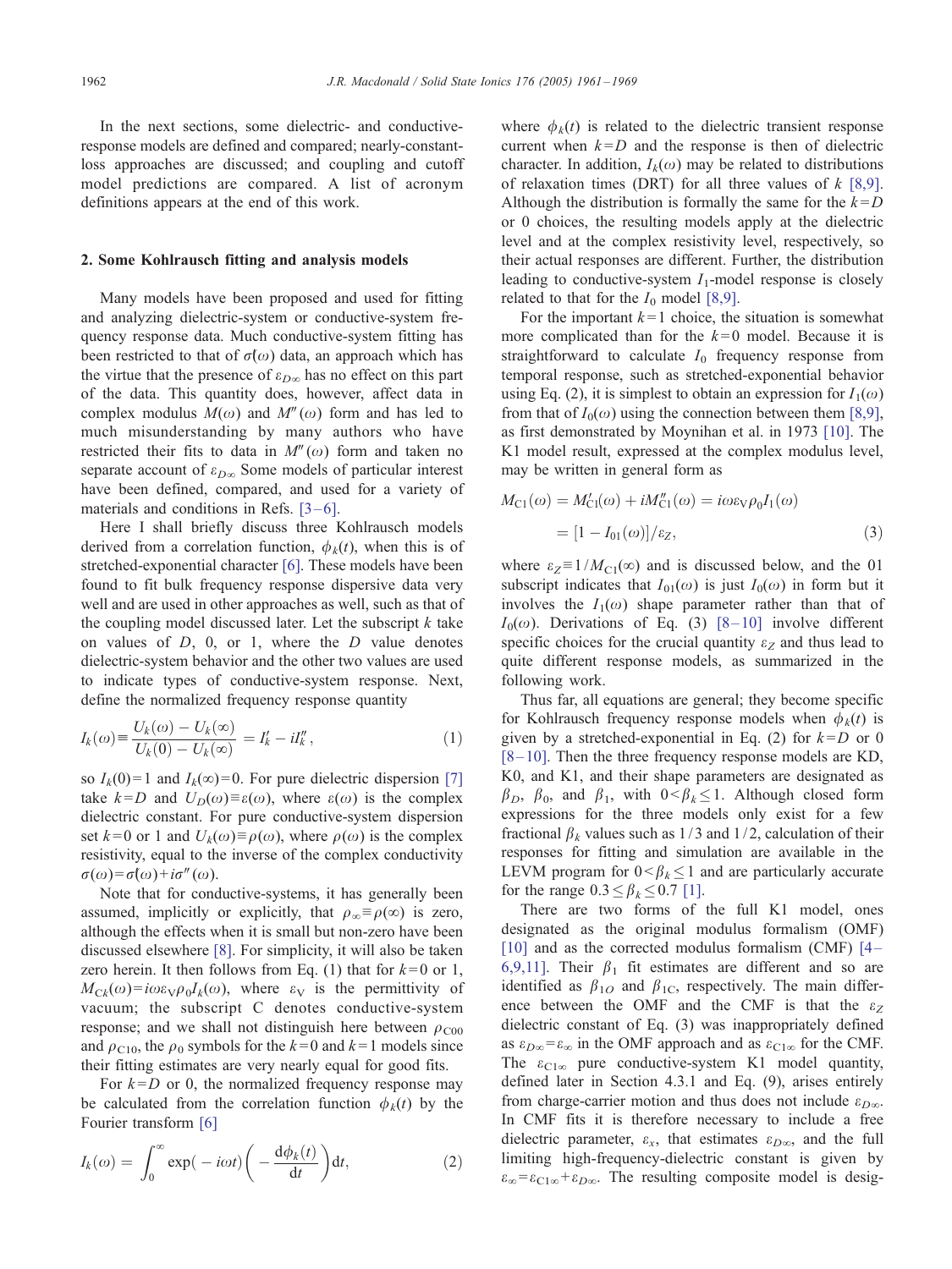In the next sections, some dielectric- and conductive-response models are defined and compared; nearly-constant-loss approaches are discussed; and coupling and cutoff model predictions are compared. A list of acronym definitions appears at the end of this work.

## 2. Some Kohlrausch fitting and analysis models

Many models have been proposed and used for fitting and analyzing dielectric-system or conductive-system frequency response data. Much conductive-system fitting has been restricted to that of $\sigma(\omega)$ data, an approach which has the virtue that the presence of $\varepsilon_{D\infty}$ has no effect on this part of the data. This quantity does, however, affect data in complex modulus $M(\omega)$ and $M''(\omega)$ form and has led to much misunderstanding by many authors who have restricted their fits to data in $M''(\omega)$ form and taken no separate account of $\varepsilon_{D\infty}$ Some models of particular interest have been defined, compared, and used for a variety of materials and conditions in Refs. [3–6].

Here I shall briefly discuss three Kohlrausch models derived from a correlation function, $\phi_k(t)$, when this is of stretched-exponential character [6]. These models have been found to fit bulk frequency response dispersive data very well and are used in other approaches as well, such as that of the coupling model discussed later. Let the subscript $k$ take on values of $D$, 0, or 1, where the $D$ value denotes dielectric-system behavior and the other two values are used to indicate types of conductive-system response. Next, define the normalized frequency response quantity

$$I_k(\omega) \equiv \frac{U_k(\omega) - U_k(\infty)}{U_k(0) - U_k(\infty)} = I'_k - iI''_k, \tag{1}$$

so $I_k(0)=1$ and $I_k(\infty)=0$. For pure dielectric dispersion [7] take $k=D$ and $U_D(\omega) \equiv \varepsilon(\omega)$, where $\varepsilon(\omega)$ is the complex dielectric constant. For pure conductive-system dispersion set $k=0$ or 1 and $U_k(\omega) \equiv \rho(\omega)$, where $\rho(\omega)$ is the complex resistivity, equal to the inverse of the complex conductivity $\sigma(\omega) = \sigma(\omega) + i\sigma''(\omega)$.

Note that for conductive-systems, it has generally been assumed, implicitly or explicitly, that $\rho_\infty \equiv \rho(\infty)$ is zero, although the effects when it is small but non-zero have been discussed elsewhere [8]. For simplicity, it will also be taken zero herein. It then follows from Eq. (1) that for $k=0$ or 1, $M_{Ck}(\omega) = i\omega\varepsilon_V \rho_0 I_k(\omega)$, where $\varepsilon_V$ is the permittivity of vacuum; the subscript C denotes conductive-system response; and we shall not distinguish here between $\rho_{C00}$ and $\rho_{C10}$, the $\rho_0$ symbols for the $k=0$ and $k=1$ models since their fitting estimates are very nearly equal for good fits.

For $k=D$ or 0, the normalized frequency response may be calculated from the correlation function $\phi_k(t)$ by the Fourier transform [6]

$$I_k(\omega) = \int_0^\infty \exp(-i\omega t)\left(-\frac{\mathrm{d}\phi_k(t)}{\mathrm{d}t}\right)\mathrm{d}t, \tag{2}$$

where $\phi_k(t)$ is related to the dielectric transient response current when $k=D$ and the response is then of dielectric character. In addition, $I_k(\omega)$ may be related to distributions of relaxation times (DRT) for all three values of $k$ [8,9]. Although the distribution is formally the same for the $k=D$ or 0 choices, the resulting models apply at the dielectric level and at the complex resistivity level, respectively, so their actual responses are different. Further, the distribution leading to conductive-system $I_1$-model response is closely related to that for the $I_0$ model [8,9].

For the important $k=1$ choice, the situation is somewhat more complicated than for the $k=0$ model. Because it is straightforward to calculate $I_0$ frequency response from temporal response, such as stretched-exponential behavior using Eq. (2), it is simplest to obtain an expression for $I_1(\omega)$ from that of $I_0(\omega)$ using the connection between them [8,9], as first demonstrated by Moynihan et al. in 1973 [10]. The K1 model result, expressed at the complex modulus level, may be written in general form as

$$\begin{aligned} M_{C1}(\omega) &= M'_{C1}(\omega) + iM''_{C1}(\omega) = i\omega\varepsilon_V \rho_0 I_1(\omega) \\ &= [1 - I_{01}(\omega)]/\varepsilon_Z, \end{aligned} \tag{3}$$

where $\varepsilon_Z \equiv 1/M_{C1}(\infty)$ and is discussed below, and the 01 subscript indicates that $I_{01}(\omega)$ is just $I_0(\omega)$ in form but it involves the $I_1(\omega)$ shape parameter rather than that of $I_0(\omega)$. Derivations of Eq. (3) [8–10] involve different specific choices for the crucial quantity $\varepsilon_Z$ and thus lead to quite different response models, as summarized in the following work.

Thus far, all equations are general; they become specific for Kohlrausch frequency response models when $\phi_k(t)$ is given by a stretched-exponential in Eq. (2) for $k=D$ or 0 [8–10]. Then the three frequency response models are KD, K0, and K1, and their shape parameters are designated as $\beta_D$, $\beta_0$, and $\beta_1$, with $0<\beta_k \leq 1$. Although closed form expressions for the three models only exist for a few fractional $\beta_k$ values such as 1/3 and 1/2, calculation of their responses for fitting and simulation are available in the LEVM program for $0<\beta_k \leq 1$ and are particularly accurate for the range $0.3 \leq \beta_k \leq 0.7$ [1].

There are two forms of the full K1 model, ones designated as the original modulus formalism (OMF) [10] and as the corrected modulus formalism (CMF) [4–6,9,11]. Their $\beta_1$ fit estimates are different and so are identified as $\beta_{1O}$ and $\beta_{1C}$, respectively. The main difference between the OMF and the CMF is that the $\varepsilon_Z$ dielectric constant of Eq. (3) was inappropriately defined as $\varepsilon_{D\infty} = \varepsilon_\infty$ in the OMF approach and as $\varepsilon_{C1\infty}$ for the CMF. The $\varepsilon_{C1\infty}$ pure conductive-system K1 model quantity, defined later in Section 4.3.1 and Eq. (9), arises entirely from charge-carrier motion and thus does not include $\varepsilon_{D\infty}$. In CMF fits it is therefore necessary to include a free dielectric parameter, $\varepsilon_x$, that estimates $\varepsilon_{D\infty}$, and the full limiting high-frequency-dielectric constant is given by $\varepsilon_\infty = \varepsilon_{C1\infty} + \varepsilon_{D\infty}$. The resulting composite model is desig-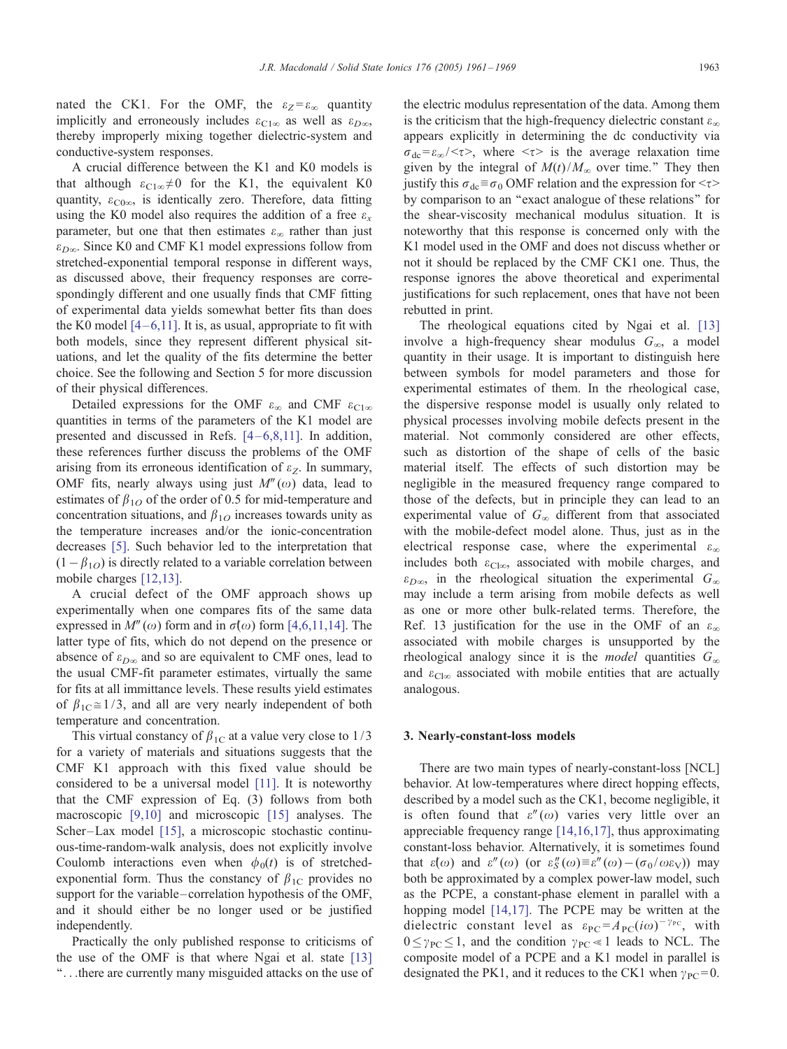nated the CK1. For the OMF, the $\varepsilon_Z = \varepsilon_\infty$ quantity implicitly and erroneously includes $\varepsilon_{C1\infty}$ as well as $\varepsilon_{D\infty}$, thereby improperly mixing together dielectric-system and conductive-system responses.

A crucial difference between the K1 and K0 models is that although $\varepsilon_{C1\infty} \neq 0$ for the K1, the equivalent K0 quantity, $\varepsilon_{C0\infty}$, is identically zero. Therefore, data fitting using the K0 model also requires the addition of a free $\varepsilon_x$ parameter, but one that then estimates $\varepsilon_\infty$ rather than just $\varepsilon_{D\infty}$. Since K0 and CMF K1 model expressions follow from stretched-exponential temporal response in different ways, as discussed above, their frequency responses are correspondingly different and one usually finds that CMF fitting of experimental data yields somewhat better fits than does the K0 model [4–6,11]. It is, as usual, appropriate to fit with both models, since they represent different physical situations, and let the quality of the fits determine the better choice. See the following and Section 5 for more discussion of their physical differences.

Detailed expressions for the OMF $\varepsilon_\infty$ and CMF $\varepsilon_{C1\infty}$ quantities in terms of the parameters of the K1 model are presented and discussed in Refs. [4–6,8,11]. In addition, these references further discuss the problems of the OMF arising from its erroneous identification of $\varepsilon_Z$. In summary, OMF fits, nearly always using just $M''(\omega)$ data, lead to estimates of $\beta_{1O}$ of the order of 0.5 for mid-temperature and concentration situations, and $\beta_{1O}$ increases towards unity as the temperature increases and/or the ionic-concentration decreases [5]. Such behavior led to the interpretation that $(1-\beta_{1O})$ is directly related to a variable correlation between mobile charges [12,13].

A crucial defect of the OMF approach shows up experimentally when one compares fits of the same data expressed in $M''(\omega)$ form and in $\sigma(\omega)$ form [4,6,11,14]. The latter type of fits, which do not depend on the presence or absence of $\varepsilon_{D\infty}$ and so are equivalent to CMF ones, lead to the usual CMF-fit parameter estimates, virtually the same for fits at all immittance levels. These results yield estimates of $\beta_{1C} \cong 1/3$, and all are very nearly independent of both temperature and concentration.

This virtual constancy of $\beta_{1C}$ at a value very close to 1/3 for a variety of materials and situations suggests that the CMF K1 approach with this fixed value should be considered to be a universal model [11]. It is noteworthy that the CMF expression of Eq. (3) follows from both macroscopic [9,10] and microscopic [15] analyses. The Scher–Lax model [15], a microscopic stochastic continuous-time-random-walk analysis, does not explicitly involve Coulomb interactions even when $\phi_0(t)$ is of stretched-exponential form. Thus the constancy of $\beta_{1C}$ provides no support for the variable–correlation hypothesis of the OMF, and it should either be no longer used or be justified independently.

Practically the only published response to criticisms of the use of the OMF is that where Ngai et al. state [13] "...there are currently many misguided attacks on the use of the electric modulus representation of the data. Among them is the criticism that the high-frequency dielectric constant $\varepsilon_\infty$ appears explicitly in determining the dc conductivity via $\sigma_{dc} = \varepsilon_\infty / \langle\tau\rangle$, where $\langle\tau\rangle$ is the average relaxation time given by the integral of $M(t)/M_\infty$ over time." They then justify this $\sigma_{dc} \equiv \sigma_0$ OMF relation and the expression for $\langle\tau\rangle$ by comparison to an "exact analogue of these relations" for the shear-viscosity mechanical modulus situation. It is noteworthy that this response is concerned only with the K1 model used in the OMF and does not discuss whether or not it should be replaced by the CMF CK1 one. Thus, the response ignores the above theoretical and experimental justifications for such replacement, ones that have not been rebutted in print.

The rheological equations cited by Ngai et al. [13] involve a high-frequency shear modulus $G_\infty$, a model quantity in their usage. It is important to distinguish here between symbols for model parameters and those for experimental estimates of them. In the rheological case, the dispersive response model is usually only related to physical processes involving mobile defects present in the material. Not commonly considered are other effects, such as distortion of the shape of cells of the basic material itself. The effects of such distortion may be negligible in the measured frequency range compared to those of the defects, but in principle they can lead to an experimental value of $G_\infty$ different from that associated with the mobile-defect model alone. Thus, just as in the electrical response case, where the experimental $\varepsilon_\infty$ includes both $\varepsilon_{C1\infty}$, associated with mobile charges, and $\varepsilon_{D\infty}$, in the rheological situation the experimental $G_\infty$ may include a term arising from mobile defects as well as one or more other bulk-related terms. Therefore, the Ref. 13 justification for the use in the OMF of an $\varepsilon_\infty$ associated with mobile charges is unsupported by the rheological analogy since it is the *model* quantities $G_\infty$ and $\varepsilon_{C1\infty}$ associated with mobile entities that are actually analogous.

## 3. Nearly-constant-loss models

There are two main types of nearly-constant-loss [NCL] behavior. At low-temperatures where direct hopping effects, described by a model such as the CK1, become negligible, it is often found that $\varepsilon''(\omega)$ varies very little over an appreciable frequency range [14,16,17], thus approximating constant-loss behavior. Alternatively, it is sometimes found that $\varepsilon(\omega)$ and $\varepsilon''(\omega)$ (or $\varepsilon''_S(\omega) \equiv \varepsilon''(\omega) - (\sigma_0/\omega\varepsilon_V)$) may both be approximated by a complex power-law model, such as the PCPE, a constant-phase element in parallel with a hopping model [14,17]. The PCPE may be written at the dielectric constant level as $\varepsilon_{PC} = A_{PC}(i\omega)^{-\gamma_{PC}}$, with $0 \leq \gamma_{PC} \leq 1$, and the condition $\gamma_{PC} \ll 1$ leads to NCL. The composite model of a PCPE and a K1 model in parallel is designated the PK1, and it reduces to the CK1 when $\gamma_{PC} = 0$.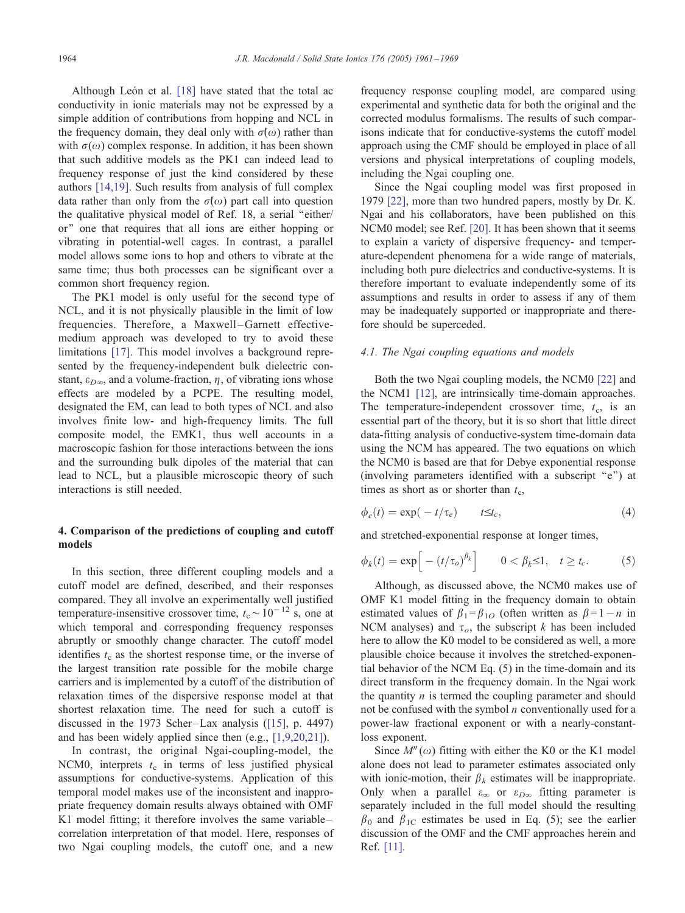Although León et al. [18] have stated that the total ac conductivity in ionic materials may not be expressed by a simple addition of contributions from hopping and NCL in the frequency domain, they deal only with $\sigma(\omega)$ rather than with $\sigma(\omega)$ complex response. In addition, it has been shown that such additive models as the PK1 can indeed lead to frequency response of just the kind considered by these authors [14,19]. Such results from analysis of full complex data rather than only from the $\sigma(\omega)$ part call into question the qualitative physical model of Ref. 18, a serial "either/or" one that requires that all ions are either hopping or vibrating in potential-well cages. In contrast, a parallel model allows some ions to hop and others to vibrate at the same time; thus both processes can be significant over a common short frequency region.

The PK1 model is only useful for the second type of NCL, and it is not physically plausible in the limit of low frequencies. Therefore, a Maxwell–Garnett effective-medium approach was developed to try to avoid these limitations [17]. This model involves a background represented by the frequency-independent bulk dielectric constant, $\varepsilon_{D\infty}$, and a volume-fraction, $\eta$, of vibrating ions whose effects are modeled by a PCPE. The resulting model, designated the EM, can lead to both types of NCL and also involves finite low- and high-frequency limits. The full composite model, the EMK1, thus well accounts in a macroscopic fashion for those interactions between the ions and the surrounding bulk dipoles of the material that can lead to NCL, but a plausible microscopic theory of such interactions is still needed.

## 4. Comparison of the predictions of coupling and cutoff models

In this section, three different coupling models and a cutoff model are defined, described, and their responses compared. They all involve an experimentally well justified temperature-insensitive crossover time, $t_c \sim 10^{-12}$ s, one at which temporal and corresponding frequency responses abruptly or smoothly change character. The cutoff model identifies $t_c$ as the shortest response time, or the inverse of the largest transition rate possible for the mobile charge carriers and is implemented by a cutoff of the distribution of relaxation times of the dispersive response model at that shortest relaxation time. The need for such a cutoff is discussed in the 1973 Scher–Lax analysis ([15], p. 4497) and has been widely applied since then (e.g., [1,9,20,21]).

In contrast, the original Ngai-coupling-model, the NCM0, interprets $t_c$ in terms of less justified physical assumptions for conductive-systems. Application of this temporal model makes use of the inconsistent and inappropriate frequency domain results always obtained with OMF K1 model fitting; it therefore involves the same variable–correlation interpretation of that model. Here, responses of two Ngai coupling models, the cutoff one, and a new frequency response coupling model, are compared using experimental and synthetic data for both the original and the corrected modulus formalisms. The results of such comparisons indicate that for conductive-systems the cutoff model approach using the CMF should be employed in place of all versions and physical interpretations of coupling models, including the Ngai coupling one.

Since the Ngai coupling model was first proposed in 1979 [22], more than two hundred papers, mostly by Dr. K. Ngai and his collaborators, have been published on this NCM0 model; see Ref. [20]. It has been shown that it seems to explain a variety of dispersive frequency- and temperature-dependent phenomena for a wide range of materials, including both pure dielectrics and conductive-systems. It is therefore important to evaluate independently some of its assumptions and results in order to assess if any of them may be inadequately supported or inappropriate and therefore should be superceded.

### 4.1. The Ngai coupling equations and models

Both the two Ngai coupling models, the NCM0 [22] and the NCM1 [12], are intrinsically time-domain approaches. The temperature-independent crossover time, $t_c$, is an essential part of the theory, but it is so short that little direct data-fitting analysis of conductive-system time-domain data using the NCM has appeared. The two equations on which the NCM0 is based are that for Debye exponential response (involving parameters identified with a subscript "e") at times as short as or shorter than $t_c$,

$$\phi_e(t) = \exp(-t/\tau_e) \qquad t \le t_c, \tag{4}$$

and stretched-exponential response at longer times,

$$\phi_k(t) = \exp\left[-(t/\tau_o)^{\beta_k}\right] \qquad 0 < \beta_k \le 1, \quad t \ge t_c. \tag{5}$$

Although, as discussed above, the NCM0 makes use of OMF K1 model fitting in the frequency domain to obtain estimated values of $\beta_1 = \beta_{1O}$ (often written as $\beta = 1 - n$ in NCM analyses) and $\tau_o$, the subscript $k$ has been included here to allow the K0 model to be considered as well, a more plausible choice because it involves the stretched-exponential behavior of the NCM Eq. (5) in the time-domain and its direct transform in the frequency domain. In the Ngai work the quantity $n$ is termed the coupling parameter and should not be confused with the symbol $n$ conventionally used for a power-law fractional exponent or with a nearly-constant-loss exponent.

Since $M''(\omega)$ fitting with either the K0 or the K1 model alone does not lead to parameter estimates associated only with ionic-motion, their $\beta_k$ estimates will be inappropriate. Only when a parallel $\varepsilon_\infty$ or $\varepsilon_{D\infty}$ fitting parameter is separately included in the full model should the resulting $\beta_0$ and $\beta_{1C}$ estimates be used in Eq. (5); see the earlier discussion of the OMF and the CMF approaches herein and Ref. [11].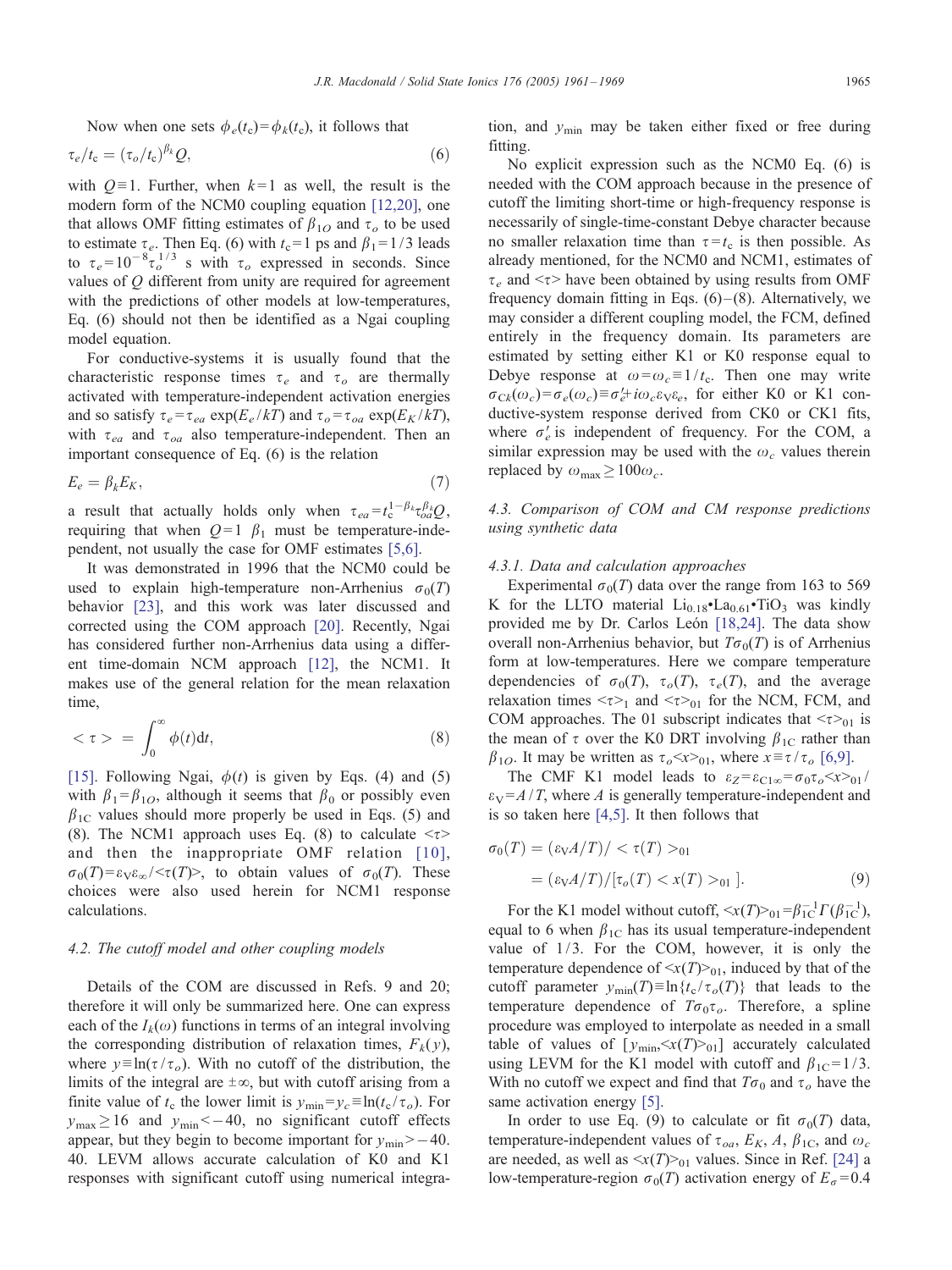Now when one sets $\phi_e(t_c)=\phi_k(t_c)$, it follows that

$$\tau_e/t_c = (\tau_o/t_c)^{\beta_k} Q, \tag{6}$$

with $Q \equiv 1$. Further, when $k=1$ as well, the result is the modern form of the NCM0 coupling equation [12,20], one that allows OMF fitting estimates of $\beta_{1O}$ and $\tau_o$ to be used to estimate $\tau_e$. Then Eq. (6) with $t_c=1$ ps and $\beta_1=1/3$ leads to $\tau_e=10^{-8}\tau_o^{1/3}$ s with $\tau_o$ expressed in seconds. Since values of $Q$ different from unity are required for agreement with the predictions of other models at low-temperatures, Eq. (6) should not then be identified as a Ngai coupling model equation.

For conductive-systems it is usually found that the characteristic response times $\tau_e$ and $\tau_o$ are thermally activated with temperature-independent activation energies and so satisfy $\tau_e=\tau_{ea}\exp(E_e/kT)$ and $\tau_o=\tau_{oa}\exp(E_K/kT)$, with $\tau_{ea}$ and $\tau_{oa}$ also temperature-independent. Then an important consequence of Eq. (6) is the relation

$$E_e = \beta_k E_K, \tag{7}$$

a result that actually holds only when $\tau_{ea}=t_c^{1-\beta_k}\tau_{oa}^{\beta_k}Q$, requiring that when $Q=1$ $\beta_1$ must be temperature-independent, not usually the case for OMF estimates [5,6].

It was demonstrated in 1996 that the NCM0 could be used to explain high-temperature non-Arrhenius $\sigma_0(T)$ behavior [23], and this work was later discussed and corrected using the COM approach [20]. Recently, Ngai has considered further non-Arrhenius data using a different time-domain NCM approach [12], the NCM1. It makes use of the general relation for the mean relaxation time,

$$<\tau> = \int_0^\infty \phi(t)\mathrm{d}t, \tag{8}$$

[15]. Following Ngai, $\phi(t)$ is given by Eqs. (4) and (5) with $\beta_1=\beta_{1O}$, although it seems that $\beta_0$ or possibly even $\beta_{1C}$ values should more properly be used in Eqs. (5) and (8). The NCM1 approach uses Eq. (8) to calculate $<\tau>$ and then the inappropriate OMF relation [10], $\sigma_0(T)=\varepsilon_V\varepsilon_\infty/<\tau(T)>$, to obtain values of $\sigma_0(T)$. These choices were also used herein for NCM1 response calculations.

### 4.2. The cutoff model and other coupling models

Details of the COM are discussed in Refs. 9 and 20; therefore it will only be summarized here. One can express each of the $I_k(\omega)$ functions in terms of an integral involving the corresponding distribution of relaxation times, $F_k(y)$, where $y \equiv \ln(\tau/\tau_o)$. With no cutoff of the distribution, the limits of the integral are $\pm\infty$, but with cutoff arising from a finite value of $t_c$ the lower limit is $y_{\min}=y_c\equiv\ln(t_c/\tau_o)$. For $y_{\max}\geq 16$ and $y_{\min}<-40$, no significant cutoff effects appear, but they begin to become important for $y_{\min}>-40$. 40. LEVM allows accurate calculation of K0 and K1 responses with significant cutoff using numerical integration, and $y_{\min}$ may be taken either fixed or free during fitting.

No explicit expression such as the NCM0 Eq. (6) is needed with the COM approach because in the presence of cutoff the limiting short-time or high-frequency response is necessarily of single-time-constant Debye character because no smaller relaxation time than $\tau=t_c$ is then possible. As already mentioned, for the NCM0 and NCM1, estimates of $\tau_e$ and $<\tau>$ have been obtained by using results from OMF frequency domain fitting in Eqs. (6)–(8). Alternatively, we may consider a different coupling model, the FCM, defined entirely in the frequency domain. Its parameters are estimated by setting either K1 or K0 response equal to Debye response at $\omega=\omega_c\equiv 1/t_c$. Then one may write $\sigma_{Ck}(\omega_c)=\sigma_e(\omega_c)\equiv\sigma_e'+i\omega_c\varepsilon_V\varepsilon_e$, for either K0 or K1 conductive-system response derived from CK0 or CK1 fits, where $\sigma_e'$ is independent of frequency. For the COM, a similar expression may be used with the $\omega_c$ values therein replaced by $\omega_{\max}\geq 100\omega_c$.

### 4.3. Comparison of COM and CM response predictions using synthetic data

#### 4.3.1. Data and calculation approaches

Experimental $\sigma_0(T)$ data over the range from 163 to 569 K for the LLTO material $Li_{0.18}$•$La_{0.61}$•$TiO_3$ was kindly provided me by Dr. Carlos León [18,24]. The data show overall non-Arrhenius behavior, but $T\sigma_0(T)$ is of Arrhenius form at low-temperatures. Here we compare temperature dependencies of $\sigma_0(T)$, $\tau_o(T)$, $\tau_e(T)$, and the average relaxation times $<\tau>_1$ and $<\tau>_{01}$ for the NCM, FCM, and COM approaches. The 01 subscript indicates that $<\tau>_{01}$ is the mean of $\tau$ over the K0 DRT involving $\beta_{1C}$ rather than $\beta_{1O}$. It may be written as $\tau_o<x>_{01}$, where $x\equiv\tau/\tau_o$ [6,9].

The CMF K1 model leads to $\varepsilon_Z=\varepsilon_{C1\infty}=\sigma_0\tau_o<x>_{01}/\varepsilon_V=A/T$, where $A$ is generally temperature-independent and is so taken here [4,5]. It then follows that

$$\begin{aligned}\sigma_0(T) &= (\varepsilon_V A/T)/<\tau(T)>_{01} \\ &= (\varepsilon_V A/T)/[\tau_o(T)<x(T)>_{01}].\end{aligned} \tag{9}$$

For the K1 model without cutoff, $<x(T)>_{01}=\beta_{1C}^{-1}\Gamma(\beta_{1C}^{-1})$, equal to 6 when $\beta_{1C}$ has its usual temperature-independent value of 1/3. For the COM, however, it is only the temperature dependence of $<x(T)>_{01}$, induced by that of the cutoff parameter $y_{\min}(T)\equiv\ln\{t_c/\tau_o(T)\}$ that leads to the temperature dependence of $T\sigma_0\tau_o$. Therefore, a spline procedure was employed to interpolate as needed in a small table of values of $[y_{\min},<x(T)>_{01}]$ accurately calculated using LEVM for the K1 model with cutoff and $\beta_{1C}=1/3$. With no cutoff we expect and find that $T\sigma_0$ and $\tau_o$ have the same activation energy [5].

In order to use Eq. (9) to calculate or fit $\sigma_0(T)$ data, temperature-independent values of $\tau_{oa}$, $E_K$, $A$, $\beta_{1C}$, and $\omega_c$ are needed, as well as $<x(T)>_{01}$ values. Since in Ref. [24] a low-temperature-region $\sigma_0(T)$ activation energy of $E_\sigma=0.4$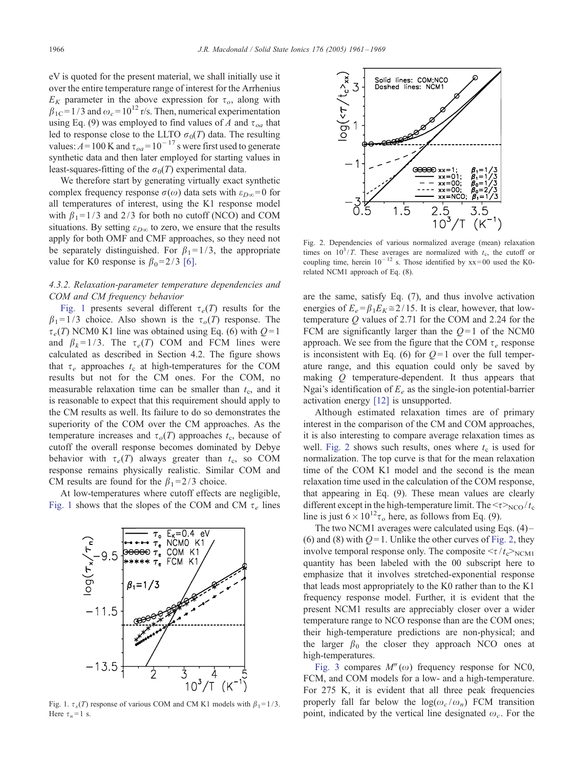eV is quoted for the present material, we shall initially use it over the entire temperature range of interest for the Arrhenius $E_K$ parameter in the above expression for $\tau_o$, along with $\beta_{1C}=1/3$ and $\omega_c=10^{12}$ r/s. Then, numerical experimentation using Eq. (9) was employed to find values of $A$ and $\tau_{oa}$ that led to response close to the LLTO $\sigma_0(T)$ data. The resulting values: $A=100$ K and $\tau_{oa}=10^{-17}$ s were first used to generate synthetic data and then later employed for starting values in least-squares-fitting of the $\sigma_0(T)$ experimental data.

We therefore start by generating virtually exact synthetic complex frequency response $\sigma(\omega)$ data sets with $\varepsilon_{D\infty}=0$ for all temperatures of interest, using the K1 response model with $\beta_1=1/3$ and $2/3$ for both no cutoff (NCO) and COM situations. By setting $\varepsilon_{D\infty}$ to zero, we ensure that the results apply for both OMF and CMF approaches, so they need not be separately distinguished. For $\beta_1=1/3$, the appropriate value for K0 response is $\beta_0=2/3$ [6].

#### 4.3.2. Relaxation-parameter temperature dependencies and COM and CM frequency behavior

Fig. 1 presents several different $\tau_e(T)$ results for the $\beta_1=1/3$ choice. Also shown is the $\tau_o(T)$ response. The $\tau_e(T)$ NCM0 K1 line was obtained using Eq. (6) with $Q=1$ and $\beta_k=1/3$. The $\tau_e(T)$ COM and FCM lines were calculated as described in Section 4.2. The figure shows that $\tau_e$ approaches $t_c$ at high-temperatures for the COM results but not for the CM ones. For the COM, no measurable relaxation time can be smaller than $t_c$, and it is reasonable to expect that this requirement should apply to the CM results as well. Its failure to do so demonstrates the superiority of the COM over the CM approaches. As the temperature increases and $\tau_o(T)$ approaches $t_c$, because of cutoff the overall response becomes dominated by Debye behavior with $\tau_e(T)$ always greater than $t_c$, so COM response remains physically realistic. Similar COM and CM results are found for the $\beta_1=2/3$ choice.

At low-temperatures where cutoff effects are negligible, Fig. 1 shows that the slopes of the COM and CM $\tau_e$ lines are the same, satisfy Eq. (7), and thus involve activation energies of $E_e=\beta_1 E_K \cong 2/15$. It is clear, however, that low-temperature $Q$ values of 2.71 for the COM and 2.24 for the FCM are significantly larger than the $Q=1$ of the NCM0 approach. We see from the figure that the COM $\tau_e$ response is inconsistent with Eq. (6) for $Q=1$ over the full temperature range, and this equation could only be saved by making $Q$ temperature-dependent. It thus appears that Ngai's identification of $E_e$ as the single-ion potential-barrier activation energy [12] is unsupported.

Fig. 1. $\tau_x(T)$ response of various COM and CM K1 models with $\beta_1=1/3$. Here $\tau_n=1$ s.

Although estimated relaxation times are of primary interest in the comparison of the CM and COM approaches, it is also interesting to compare average relaxation times as well. Fig. 2 shows such results, ones where $t_c$ is used for normalization. The top curve is that for the mean relaxation time of the COM K1 model and the second is the mean relaxation time used in the calculation of the COM response, that appearing in Eq. (9). These mean values are clearly different except in the high-temperature limit. The $<\tau>_{NCO}/t_c$ line is just $6\times10^{12}\tau_o$ here, as follows from Eq. (9).

Fig. 2. Dependencies of various normalized average (mean) relaxation times on $10^3/T$. These averages are normalized with $t_c$, the cutoff or coupling time, herein $10^{-12}$ s. Those identified by xx=00 used the K0-related NCM1 approach of Eq. (8).

The two NCM1 averages were calculated using Eqs. (4)–(6) and (8) with $Q=1$. Unlike the other curves of Fig. 2, they involve temporal response only. The composite $<\tau/t_c>_{NCM1}$ quantity has been labeled with the 00 subscript here to emphasize that it involves stretched-exponential response that leads most appropriately to the K0 rather than to the K1 frequency response model. Further, it is evident that the present NCM1 results are appreciably closer over a wider temperature range to NCO response than are the COM ones; their high-temperature predictions are non-physical; and the larger $\beta_0$ the closer they approach NCO ones at high-temperatures.

Fig. 3 compares $M''(\omega)$ frequency response for NC0, FCM, and COM models for a low- and a high-temperature. For 275 K, it is evident that all three peak frequencies properly fall far below the $\log(\omega_c/\omega_n)$ FCM transition point, indicated by the vertical line designated $\omega_c$. For the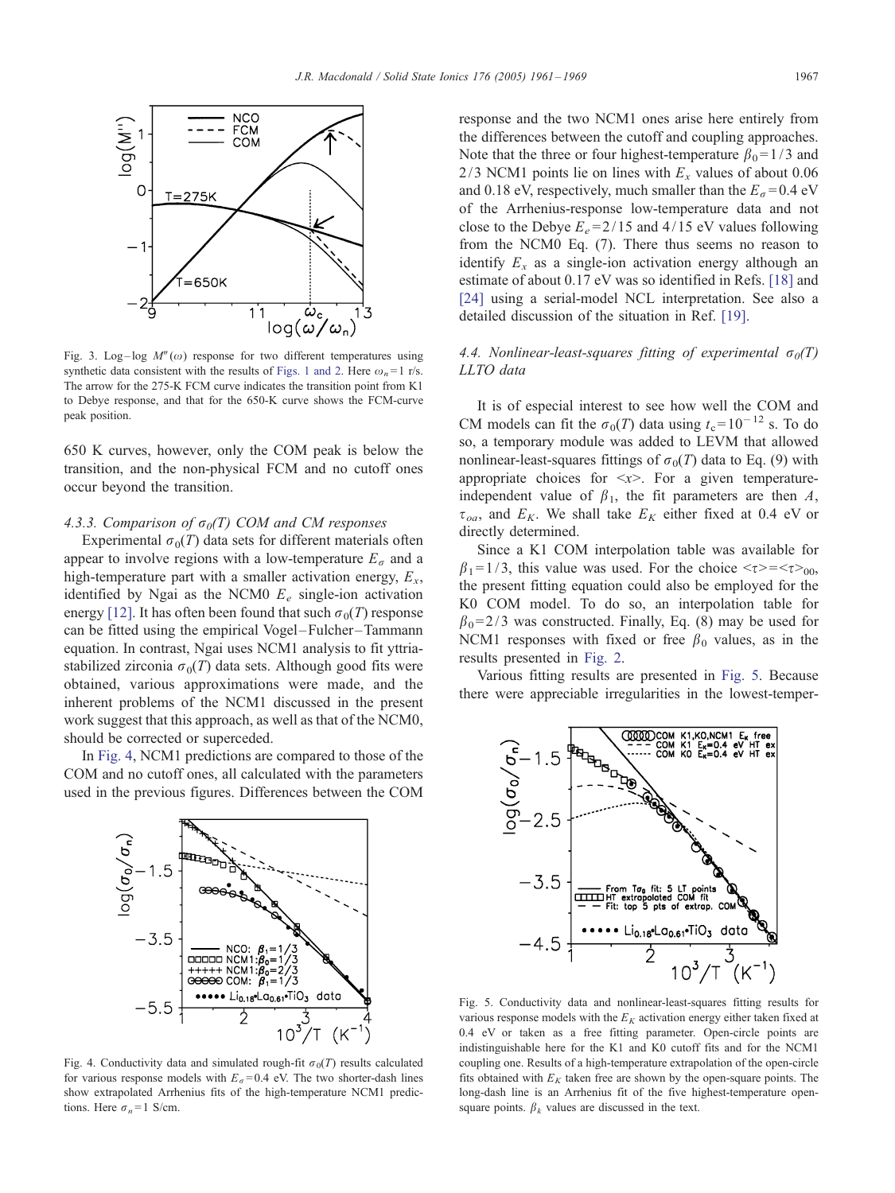Fig. 3. Log–log $M''(\omega)$ response for two different temperatures using synthetic data consistent with the results of Figs. 1 and 2. Here $\omega_n = 1$ r/s. The arrow for the 275-K FCM curve indicates the transition point from K1 to Debye response, and that for the 650-K curve shows the FCM-curve peak position.

650 K curves, however, only the COM peak is below the transition, and the non-physical FCM and no cutoff ones occur beyond the transition.

#### 4.3.3. Comparison of $\sigma_0(T)$ COM and CM responses

Experimental $\sigma_0(T)$ data sets for different materials often appear to involve regions with a low-temperature $E_\sigma$ and a high-temperature part with a smaller activation energy, $E_x$, identified by Ngai as the NCM0 $E_e$ single-ion activation energy [12]. It has often been found that such $\sigma_0(T)$ response can be fitted using the empirical Vogel–Fulcher–Tammann equation. In contrast, Ngai uses NCM1 analysis to fit yttria-stabilized zirconia $\sigma_0(T)$ data sets. Although good fits were obtained, various approximations were made, and the inherent problems of the NCM1 discussed in the present work suggest that this approach, as well as that of the NCM0, should be corrected or superceded.

In Fig. 4, NCM1 predictions are compared to those of the COM and no cutoff ones, all calculated with the parameters used in the previous figures. Differences between the COM response and the two NCM1 ones arise here entirely from the differences between the cutoff and coupling approaches. Note that the three or four highest-temperature $\beta_0 = 1/3$ and $2/3$ NCM1 points lie on lines with $E_x$ values of about 0.06 and 0.18 eV, respectively, much smaller than the $E_\sigma = 0.4$ eV of the Arrhenius-response low-temperature data and not close to the Debye $E_e = 2/15$ and $4/15$ eV values following from the NCM0 Eq. (7). There thus seems no reason to identify $E_x$ as a single-ion activation energy although an estimate of about 0.17 eV was so identified in Refs. [18] and [24] using a serial-model NCL interpretation. See also a detailed discussion of the situation in Ref. [19].

Fig. 4. Conductivity data and simulated rough-fit $\sigma_0(T)$ results calculated for various response models with $E_\sigma = 0.4$ eV. The two shorter-dash lines show extrapolated Arrhenius fits of the high-temperature NCM1 predictions. Here $\sigma_n = 1$ S/cm.

### 4.4. Nonlinear-least-squares fitting of experimental $\sigma_0(T)$ LLTO data

It is of especial interest to see how well the COM and CM models can fit the $\sigma_0(T)$ data using $t_c = 10^{-12}$ s. To do so, a temporary module was added to LEVM that allowed nonlinear-least-squares fittings of $\sigma_0(T)$ data to Eq. (9) with appropriate choices for $<x>$. For a given temperature-independent value of $\beta_1$, the fit parameters are then $A$, $\tau_{oa}$, and $E_K$. We shall take $E_K$ either fixed at 0.4 eV or directly determined.

Since a K1 COM interpolation table was available for $\beta_1 = 1/3$, this value was used. For the choice $<\tau> = <\tau>_{00}$, the present fitting equation could also be employed for the K0 COM model. To do so, an interpolation table for $\beta_0 = 2/3$ was constructed. Finally, Eq. (8) may be used for NCM1 responses with fixed or free $\beta_0$ values, as in the results presented in Fig. 2.

Various fitting results are presented in Fig. 5. Because there were appreciable irregularities in the lowest-temper-

Fig. 5. Conductivity data and nonlinear-least-squares fitting results for various response models with the $E_K$ activation energy either taken fixed at 0.4 eV or taken as a free fitting parameter. Open-circle points are indistinguishable here for the K1 and K0 cutoff fits and for the NCM1 coupling one. Results of a high-temperature extrapolation of the open-circle fits obtained with $E_K$ taken free are shown by the open-square points. The long-dash line is an Arrhenius fit of the five highest-temperature open-square points. $\beta_k$ values are discussed in the text.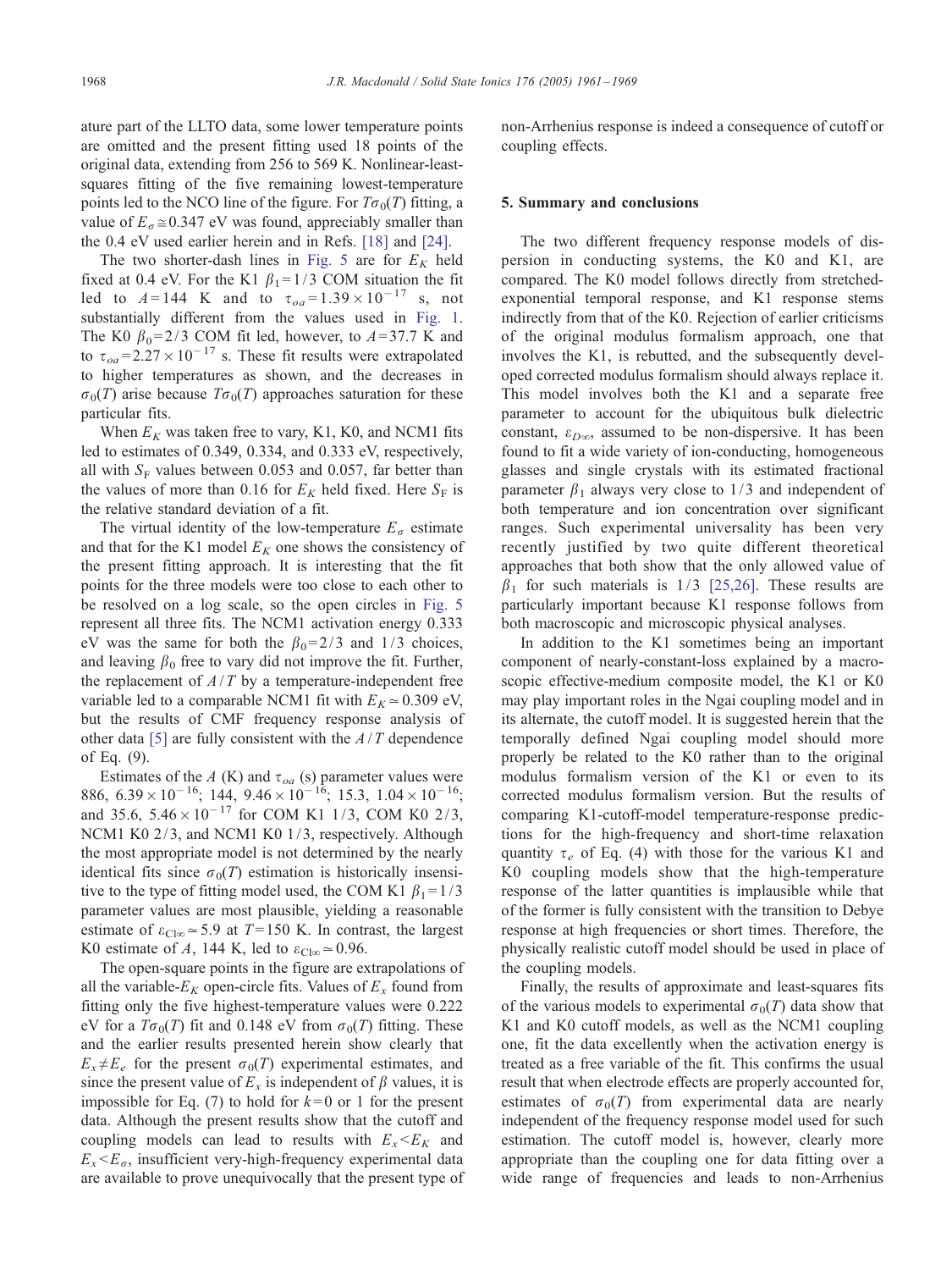ature part of the LLTO data, some lower temperature points are omitted and the present fitting used 18 points of the original data, extending from 256 to 569 K. Nonlinear-least-squares fitting of the five remaining lowest-temperature points led to the NCO line of the figure. For $T\sigma_0(T)$ fitting, a value of $E_\sigma \cong 0.347$ eV was found, appreciably smaller than the 0.4 eV used earlier herein and in Refs. [18] and [24].

The two shorter-dash lines in Fig. 5 are for $E_K$ held fixed at 0.4 eV. For the K1 $\beta_1 = 1/3$ COM situation the fit led to $A = 144$ K and to $\tau_{oa} = 1.39 \times 10^{-17}$ s, not substantially different from the values used in Fig. 1. The K0 $\beta_0 = 2/3$ COM fit led, however, to $A = 37.7$ K and to $\tau_{oa} = 2.27 \times 10^{-17}$ s. These fit results were extrapolated to higher temperatures as shown, and the decreases in $\sigma_0(T)$ arise because $T\sigma_0(T)$ approaches saturation for these particular fits.

When $E_K$ was taken free to vary, K1, K0, and NCM1 fits led to estimates of 0.349, 0.334, and 0.333 eV, respectively, all with $S_F$ values between 0.053 and 0.057, far better than the values of more than 0.16 for $E_K$ held fixed. Here $S_F$ is the relative standard deviation of a fit.

The virtual identity of the low-temperature $E_\sigma$ estimate and that for the K1 model $E_K$ one shows the consistency of the present fitting approach. It is interesting that the fit points for the three models were too close to each other to be resolved on a log scale, so the open circles in Fig. 5 represent all three fits. The NCM1 activation energy 0.333 eV was the same for both the $\beta_0 = 2/3$ and 1/3 choices, and leaving $\beta_0$ free to vary did not improve the fit. Further, the replacement of $A/T$ by a temperature-independent free variable led to a comparable NCM1 fit with $E_K \simeq 0.309$ eV, but the results of CMF frequency response analysis of other data [5] are fully consistent with the $A/T$ dependence of Eq. (9).

Estimates of the $A$ (K) and $\tau_{oa}$ (s) parameter values were 886, $6.39 \times 10^{-16}$; 144, $9.46 \times 10^{-16}$; 15.3, $1.04 \times 10^{-16}$; and 35.6, $5.46 \times 10^{-17}$ for COM K1 1/3, COM K0 2/3, NCM1 K0 2/3, and NCM1 K0 1/3, respectively. Although the most appropriate model is not determined by the nearly identical fits since $\sigma_0(T)$ estimation is historically insensitive to the type of fitting model used, the COM K1 $\beta_1 = 1/3$ parameter values are most plausible, yielding a reasonable estimate of $\varepsilon_{\mathrm{C1}\infty} \simeq 5.9$ at $T = 150$ K. In contrast, the largest K0 estimate of $A$, 144 K, led to $\varepsilon_{\mathrm{C1}\infty} \simeq 0.96$.

The open-square points in the figure are extrapolations of all the variable-$E_K$ open-circle fits. Values of $E_x$ found from fitting only the five highest-temperature values were 0.222 eV for a $T\sigma_0(T)$ fit and 0.148 eV from $\sigma_0(T)$ fitting. These and the earlier results presented herein show clearly that $E_x \neq E_e$ for the present $\sigma_0(T)$ experimental estimates, and since the present value of $E_x$ is independent of $\beta$ values, it is impossible for Eq. (7) to hold for $k = 0$ or 1 for the present data. Although the present results show that the cutoff and coupling models can lead to results with $E_x < E_K$ and $E_x < E_\sigma$, insufficient very-high-frequency experimental data are available to prove unequivocally that the present type of non-Arrhenius response is indeed a consequence of cutoff or coupling effects.

## 5. Summary and conclusions

The two different frequency response models of dispersion in conducting systems, the K0 and K1, are compared. The K0 model follows directly from stretched-exponential temporal response, and K1 response stems indirectly from that of the K0. Rejection of earlier criticisms of the original modulus formalism approach, one that involves the K1, is rebutted, and the subsequently developed corrected modulus formalism should always replace it. This model involves both the K1 and a separate free parameter to account for the ubiquitous bulk dielectric constant, $\varepsilon_{D\infty}$, assumed to be non-dispersive. It has been found to fit a wide variety of ion-conducting, homogeneous glasses and single crystals with its estimated fractional parameter $\beta_1$ always very close to 1/3 and independent of both temperature and ion concentration over significant ranges. Such experimental universality has been very recently justified by two quite different theoretical approaches that both show that the only allowed value of $\beta_1$ for such materials is 1/3 [25,26]. These results are particularly important because K1 response follows from both macroscopic and microscopic physical analyses.

In addition to the K1 sometimes being an important component of nearly-constant-loss explained by a macroscopic effective-medium composite model, the K1 or K0 may play important roles in the Ngai coupling model and in its alternate, the cutoff model. It is suggested herein that the temporally defined Ngai coupling model should more properly be related to the K0 rather than to the original modulus formalism version of the K1 or even to its corrected modulus formalism version. But the results of comparing K1-cutoff-model temperature-response predictions for the high-frequency and short-time relaxation quantity $\tau_e$ of Eq. (4) with those for the various K1 and K0 coupling models show that the high-temperature response of the latter quantities is implausible while that of the former is fully consistent with the transition to Debye response at high frequencies or short times. Therefore, the physically realistic cutoff model should be used in place of the coupling models.

Finally, the results of approximate and least-squares fits of the various models to experimental $\sigma_0(T)$ data show that K1 and K0 cutoff models, as well as the NCM1 coupling one, fit the data excellently when the activation energy is treated as a free variable of the fit. This confirms the usual result that when electrode effects are properly accounted for, estimates of $\sigma_0(T)$ from experimental data are nearly independent of the frequency response model used for such estimation. The cutoff model is, however, clearly more appropriate than the coupling one for data fitting over a wide range of frequencies and leads to non-Arrhenius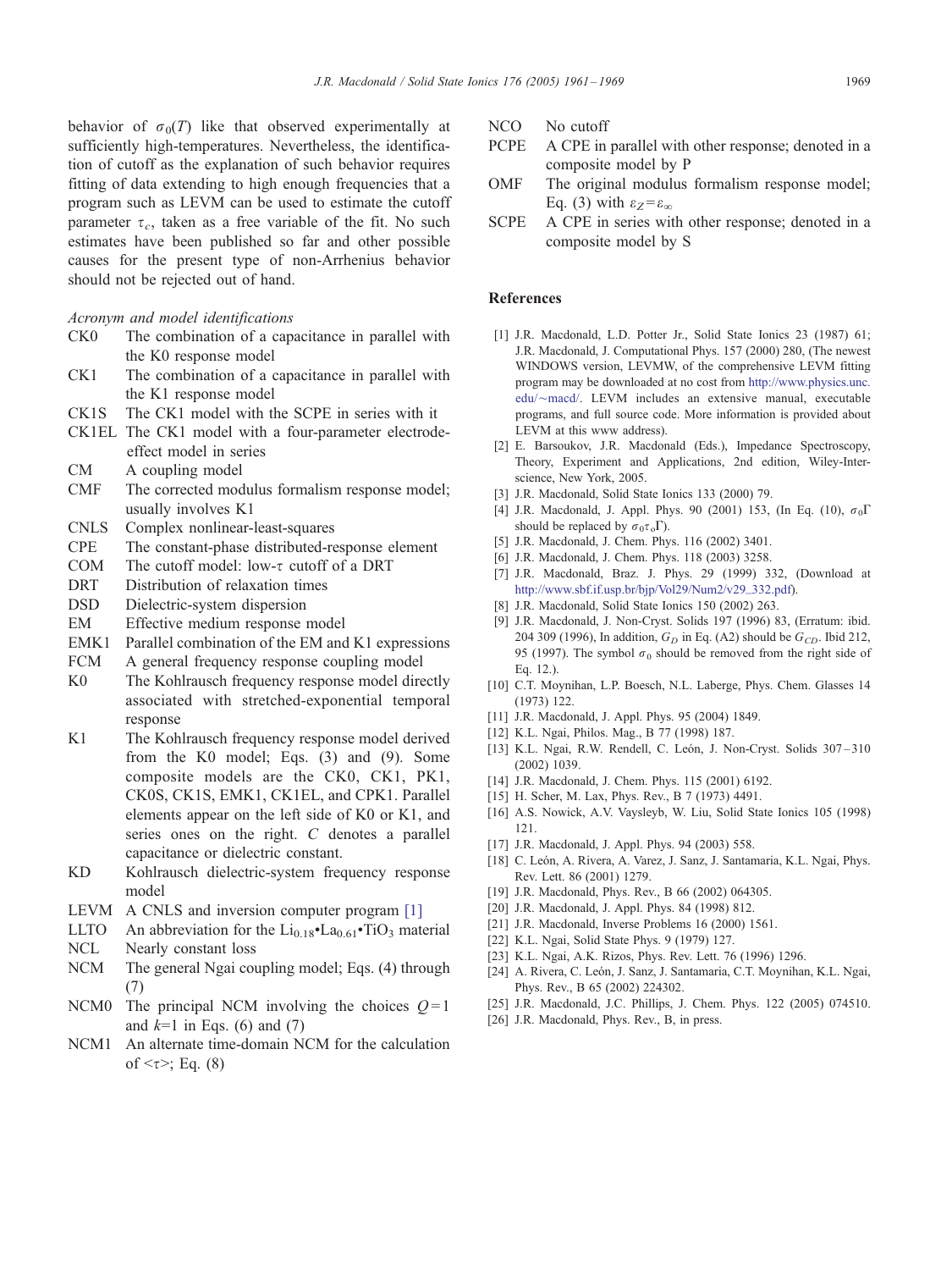behavior of $\sigma_0(T)$ like that observed experimentally at sufficiently high-temperatures. Nevertheless, the identification of cutoff as the explanation of such behavior requires fitting of data extending to high enough frequencies that a program such as LEVM can be used to estimate the cutoff parameter $\tau_c$, taken as a free variable of the fit. No such estimates have been published so far and other possible causes for the present type of non-Arrhenius behavior should not be rejected out of hand.

*Acronym and model identifications*

- CK0 — The combination of a capacitance in parallel with the K0 response model
- CK1 — The combination of a capacitance in parallel with the K1 response model
- CK1S — The CK1 model with the SCPE in series with it
- CK1EL — The CK1 model with a four-parameter electrode-effect model in series
- CM — A coupling model
- CMF — The corrected modulus formalism response model; usually involves K1
- CNLS — Complex nonlinear-least-squares
- CPE — The constant-phase distributed-response element
- COM — The cutoff model: low-$\tau$ cutoff of a DRT
- DRT — Distribution of relaxation times
- DSD — Dielectric-system dispersion
- EM — Effective medium response model
- EMK1 — Parallel combination of the EM and K1 expressions
- FCM — A general frequency response coupling model
- K0 — The Kohlrausch frequency response model directly associated with stretched-exponential temporal response
- K1 — The Kohlrausch frequency response model derived from the K0 model; Eqs. (3) and (9). Some composite models are the CK0, CK1, PK1, CK0S, CK1S, EMK1, CK1EL, and CPK1. Parallel elements appear on the left side of K0 or K1, and series ones on the right. *C* denotes a parallel capacitance or dielectric constant.
- KD — Kohlrausch dielectric-system frequency response model
- LEVM — A CNLS and inversion computer program [1]
- LLTO — An abbreviation for the $Li_{0.18}$•$La_{0.61}$•$TiO_3$ material
- NCL — Nearly constant loss
- NCM — The general Ngai coupling model; Eqs. (4) through (7)
- NCM0 — The principal NCM involving the choices $Q=1$ and $k=1$ in Eqs. (6) and (7)
- NCM1 — An alternate time-domain NCM for the calculation of $<\tau>$; Eq. (8)
- NCO — No cutoff
- PCPE — A CPE in parallel with other response; denoted in a composite model by P
- OMF — The original modulus formalism response model; Eq. (3) with $\varepsilon_Z=\varepsilon_\infty$
- SCPE — A CPE in series with other response; denoted in a composite model by S

## References

[1] J.R. Macdonald, L.D. Potter Jr., Solid State Ionics 23 (1987) 61; J.R. Macdonald, J. Computational Phys. 157 (2000) 280, (The newest WINDOWS version, LEVMW, of the comprehensive LEVM fitting program may be downloaded at no cost from http://www.physics.unc.edu/~macd/. LEVM includes an extensive manual, executable programs, and full source code. More information is provided about LEVM at this www address).

[2] E. Barsoukov, J.R. Macdonald (Eds.), Impedance Spectroscopy, Theory, Experiment and Applications, 2nd edition, Wiley-Interscience, New York, 2005.

[3] J.R. Macdonald, Solid State Ionics 133 (2000) 79.

[4] J.R. Macdonald, J. Appl. Phys. 90 (2001) 153, (In Eq. (10), $\sigma_0\Gamma$ should be replaced by $\sigma_0\tau_o\Gamma$).

[5] J.R. Macdonald, J. Chem. Phys. 116 (2002) 3401.

[6] J.R. Macdonald, J. Chem. Phys. 118 (2003) 3258.

[7] J.R. Macdonald, Braz. J. Phys. 29 (1999) 332, (Download at http://www.sbf.if.usp.br/bjp/Vol29/Num2/v29_332.pdf).

[8] J.R. Macdonald, Solid State Ionics 150 (2002) 263.

[9] J.R. Macdonald, J. Non-Cryst. Solids 197 (1996) 83, (Erratum: ibid. 204 309 (1996), In addition, $G_D$ in Eq. (A2) should be $G_{CD}$. Ibid 212, 95 (1997). The symbol $\sigma_0$ should be removed from the right side of Eq. 12.).

[10] C.T. Moynihan, L.P. Boesch, N.L. Laberge, Phys. Chem. Glasses 14 (1973) 122.

[11] J.R. Macdonald, J. Appl. Phys. 95 (2004) 1849.

[12] K.L. Ngai, Philos. Mag., B 77 (1998) 187.

[13] K.L. Ngai, R.W. Rendell, C. León, J. Non-Cryst. Solids 307–310 (2002) 1039.

[14] J.R. Macdonald, J. Chem. Phys. 115 (2001) 6192.

[15] H. Scher, M. Lax, Phys. Rev., B 7 (1973) 4491.

[16] A.S. Nowick, A.V. Vaysleyb, W. Liu, Solid State Ionics 105 (1998) 121.

[17] J.R. Macdonald, J. Appl. Phys. 94 (2003) 558.

[18] C. León, A. Rivera, A. Varez, J. Sanz, J. Santamaria, K.L. Ngai, Phys. Rev. Lett. 86 (2001) 1279.

[19] J.R. Macdonald, Phys. Rev., B 66 (2002) 064305.

[20] J.R. Macdonald, J. Appl. Phys. 84 (1998) 812.

[21] J.R. Macdonald, Inverse Problems 16 (2000) 1561.

[22] K.L. Ngai, Solid State Phys. 9 (1979) 127.

[23] K.L. Ngai, A.K. Rizos, Phys. Rev. Lett. 76 (1996) 1296.

[24] A. Rivera, C. León, J. Sanz, J. Santamaria, C.T. Moynihan, K.L. Ngai, Phys. Rev., B 65 (2002) 224302.

[25] J.R. Macdonald, J.C. Phillips, J. Chem. Phys. 122 (2005) 074510.

[26] J.R. Macdonald, Phys. Rev., B, in press.